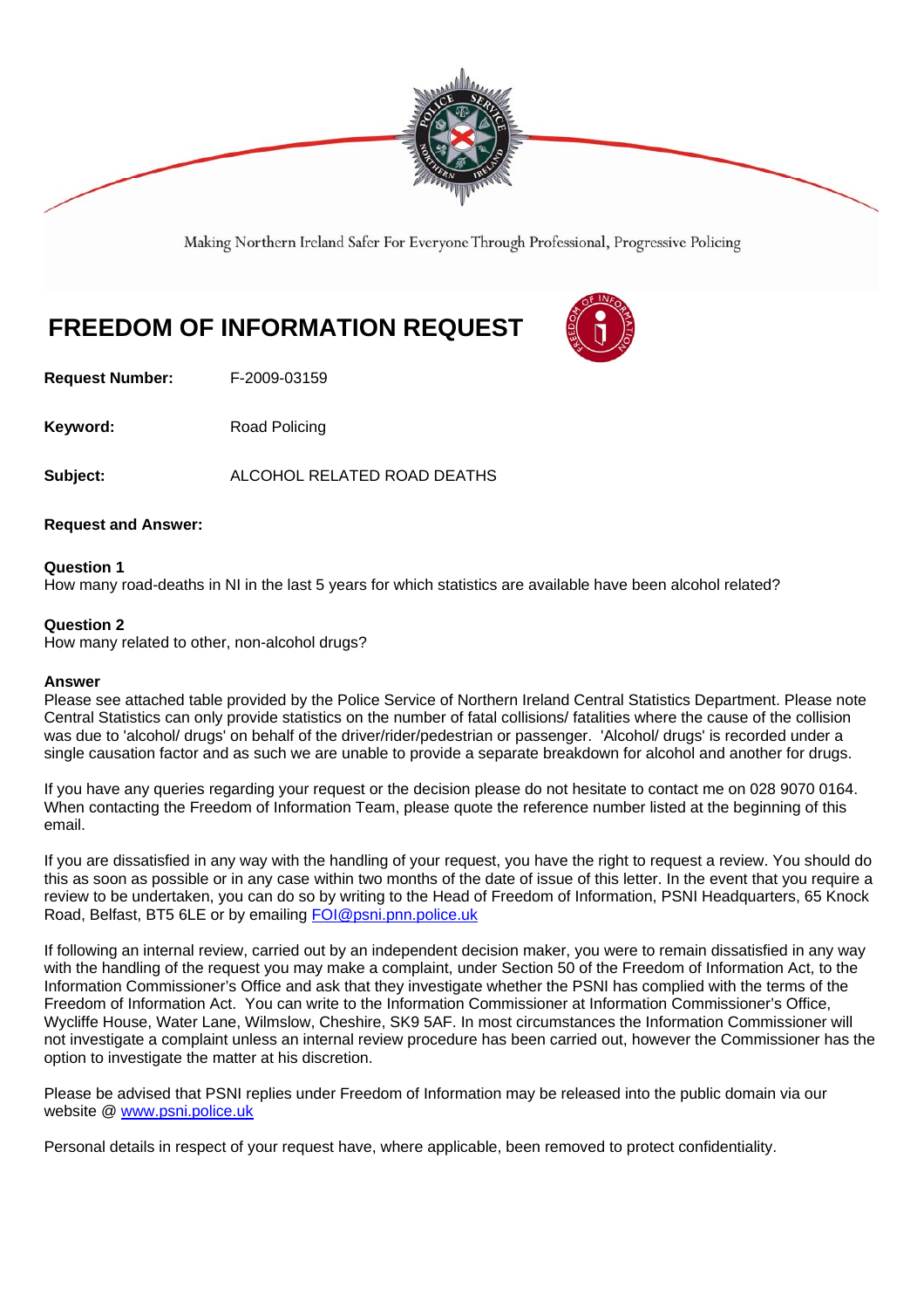Making Northern Ireland Safer For Everyone Through Professional, Progressive Policing

# FREEDOM OF INFORMATION REQUEST

**Request Number:** F-2009-03159

**Keyword:** Road Policing

**Subject:** ALCOHOL RELATED ROAD DEATHS

**Request and Answer:**

**Question 1**
How many road-deaths in NI in the last 5 years for which statistics are available have been alcohol related?

**Question 2**
How many related to other, non-alcohol drugs?

**Answer**
Please see attached table provided by the Police Service of Northern Ireland Central Statistics Department. Please note Central Statistics can only provide statistics on the number of fatal collisions/ fatalities where the cause of the collision was due to 'alcohol/ drugs' on behalf of the driver/rider/pedestrian or passenger. 'Alcohol/ drugs' is recorded under a single causation factor and as such we are unable to provide a separate breakdown for alcohol and another for drugs.

If you have any queries regarding your request or the decision please do not hesitate to contact me on 028 9070 0164. When contacting the Freedom of Information Team, please quote the reference number listed at the beginning of this email.

If you are dissatisfied in any way with the handling of your request, you have the right to request a review. You should do this as soon as possible or in any case within two months of the date of issue of this letter. In the event that you require a review to be undertaken, you can do so by writing to the Head of Freedom of Information, PSNI Headquarters, 65 Knock Road, Belfast, BT5 6LE or by emailing FOI@psni.pnn.police.uk

If following an internal review, carried out by an independent decision maker, you were to remain dissatisfied in any way with the handling of the request you may make a complaint, under Section 50 of the Freedom of Information Act, to the Information Commissioner's Office and ask that they investigate whether the PSNI has complied with the terms of the Freedom of Information Act. You can write to the Information Commissioner at Information Commissioner's Office, Wycliffe House, Water Lane, Wilmslow, Cheshire, SK9 5AF. In most circumstances the Information Commissioner will not investigate a complaint unless an internal review procedure has been carried out, however the Commissioner has the option to investigate the matter at his discretion.

Please be advised that PSNI replies under Freedom of Information may be released into the public domain via our website @ www.psni.police.uk

Personal details in respect of your request have, where applicable, been removed to protect confidentiality.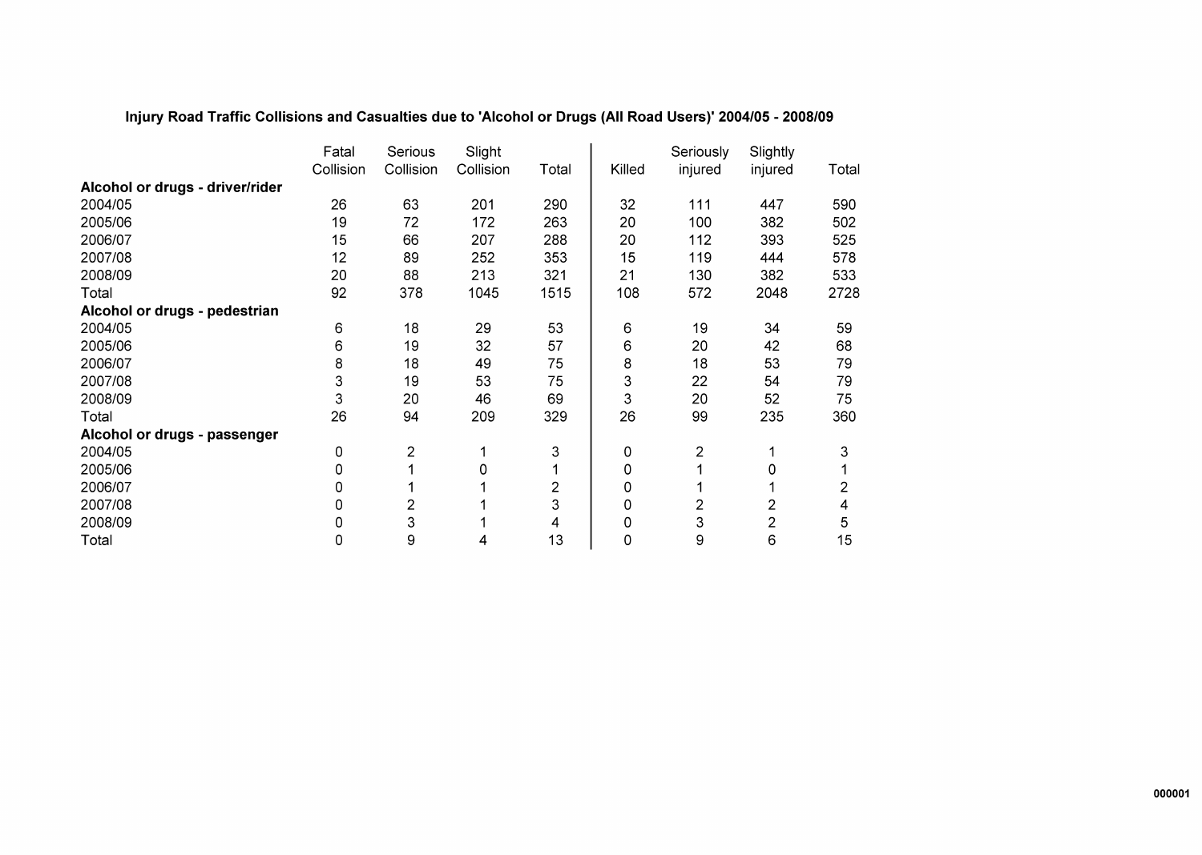**Injury Road Traffic Collisions and Casualties due to 'Alcohol or Drugs (All Road Users)' 2004/05 - 2008/09**

| | Fatal Collision | Serious Collision | Slight Collision | Total | Killed | Seriously injured | Slightly injured | Total |
|---|---|---|---|---|---|---|---|---|
| **Alcohol or drugs - driver/rider** | | | | | | | | |
| 2004/05 | 26 | 63 | 201 | 290 | 32 | 111 | 447 | 590 |
| 2005/06 | 19 | 72 | 172 | 263 | 20 | 100 | 382 | 502 |
| 2006/07 | 15 | 66 | 207 | 288 | 20 | 112 | 393 | 525 |
| 2007/08 | 12 | 89 | 252 | 353 | 15 | 119 | 444 | 578 |
| 2008/09 | 20 | 88 | 213 | 321 | 21 | 130 | 382 | 533 |
| Total | 92 | 378 | 1045 | 1515 | 108 | 572 | 2048 | 2728 |
| **Alcohol or drugs - pedestrian** | | | | | | | | |
| 2004/05 | 6 | 18 | 29 | 53 | 6 | 19 | 34 | 59 |
| 2005/06 | 6 | 19 | 32 | 57 | 6 | 20 | 42 | 68 |
| 2006/07 | 8 | 18 | 49 | 75 | 8 | 18 | 53 | 79 |
| 2007/08 | 3 | 19 | 53 | 75 | 3 | 22 | 54 | 79 |
| 2008/09 | 3 | 20 | 46 | 69 | 3 | 20 | 52 | 75 |
| Total | 26 | 94 | 209 | 329 | 26 | 99 | 235 | 360 |
| **Alcohol or drugs - passenger** | | | | | | | | |
| 2004/05 | 0 | 2 | 1 | 3 | 0 | 2 | 1 | 3 |
| 2005/06 | 0 | 1 | 0 | 1 | 0 | 1 | 0 | 1 |
| 2006/07 | 0 | 1 | 1 | 2 | 0 | 1 | 1 | 2 |
| 2007/08 | 0 | 2 | 1 | 3 | 0 | 2 | 2 | 4 |
| 2008/09 | 0 | 3 | 1 | 4 | 0 | 3 | 2 | 5 |
| Total | 0 | 9 | 4 | 13 | 0 | 9 | 6 | 15 |